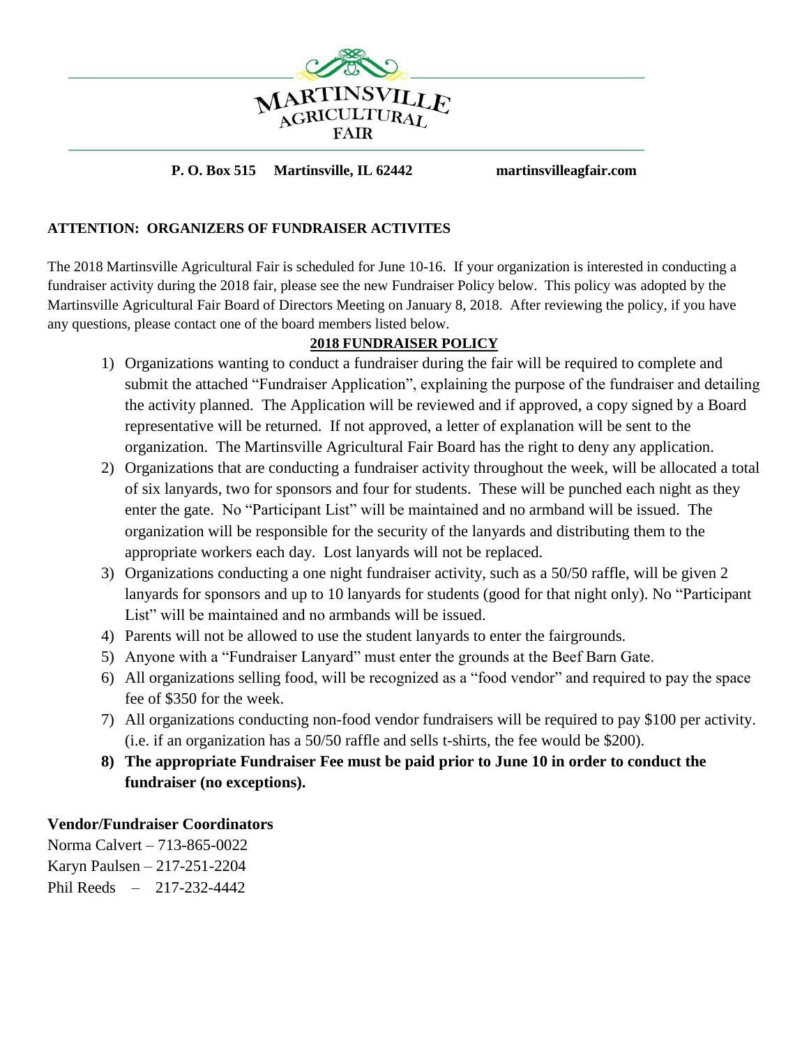# MARTINSVILLE AGRICULTURAL FAIR

**P. O. Box 515 Martinsville, IL 62442 martinsvilleagfair.com**

**ATTENTION: ORGANIZERS OF FUNDRAISER ACTIVITES**

The 2018 Martinsville Agricultural Fair is scheduled for June 10-16. If your organization is interested in conducting a fundraiser activity during the 2018 fair, please see the new Fundraiser Policy below. This policy was adopted by the Martinsville Agricultural Fair Board of Directors Meeting on January 8, 2018. After reviewing the policy, if you have any questions, please contact one of the board members listed below.

## 2018 FUNDRAISER POLICY

1) Organizations wanting to conduct a fundraiser during the fair will be required to complete and submit the attached "Fundraiser Application", explaining the purpose of the fundraiser and detailing the activity planned. The Application will be reviewed and if approved, a copy signed by a Board representative will be returned. If not approved, a letter of explanation will be sent to the organization. The Martinsville Agricultural Fair Board has the right to deny any application.
2) Organizations that are conducting a fundraiser activity throughout the week, will be allocated a total of six lanyards, two for sponsors and four for students. These will be punched each night as they enter the gate. No "Participant List" will be maintained and no armband will be issued. The organization will be responsible for the security of the lanyards and distributing them to the appropriate workers each day. Lost lanyards will not be replaced.
3) Organizations conducting a one night fundraiser activity, such as a 50/50 raffle, will be given 2 lanyards for sponsors and up to 10 lanyards for students (good for that night only). No "Participant List" will be maintained and no armbands will be issued.
4) Parents will not be allowed to use the student lanyards to enter the fairgrounds.
5) Anyone with a "Fundraiser Lanyard" must enter the grounds at the Beef Barn Gate.
6) All organizations selling food, will be recognized as a "food vendor" and required to pay the space fee of $350 for the week.
7) All organizations conducting non-food vendor fundraisers will be required to pay $100 per activity. (i.e. if an organization has a 50/50 raffle and sells t-shirts, the fee would be $200).
8) **The appropriate Fundraiser Fee must be paid prior to June 10 in order to conduct the fundraiser (no exceptions).**

**Vendor/Fundraiser Coordinators**

Norma Calvert – 713-865-0022
Karyn Paulsen – 217-251-2204
Phil Reeds – 217-232-4442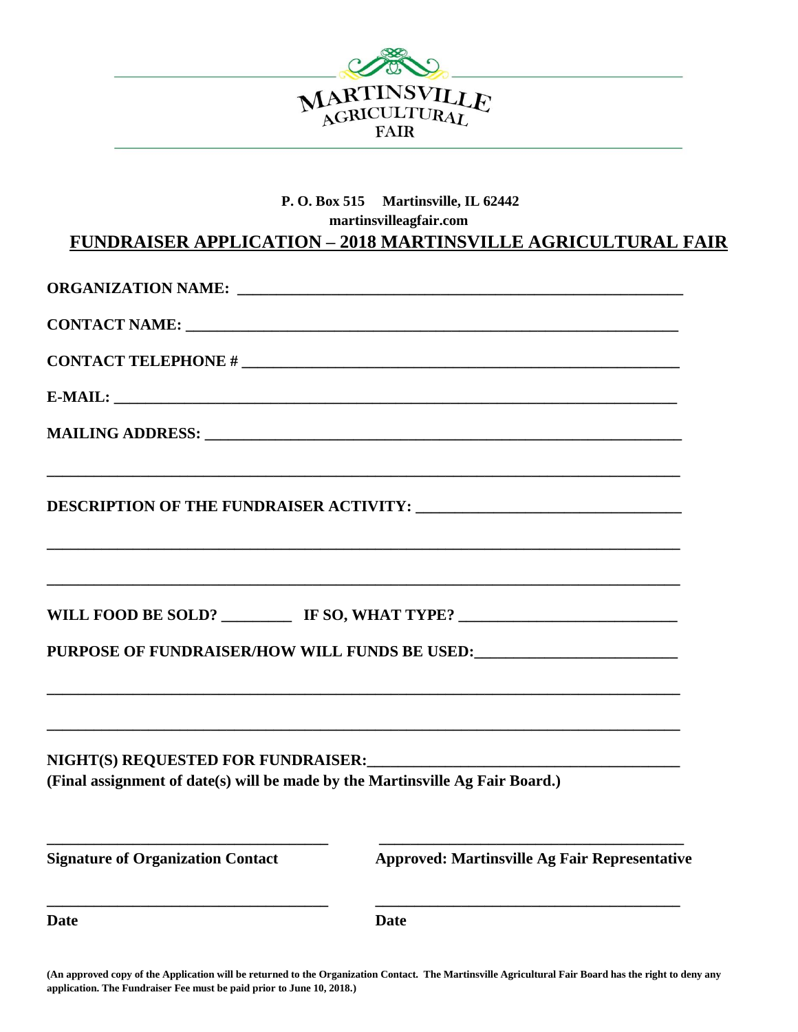MARTINSVILLE AGRICULTURAL FAIR

**P. O. Box 515 Martinsville, IL 62442**
**martinsvilleagfair.com**

# FUNDRAISER APPLICATION – 2018 MARTINSVILLE AGRICULTURAL FAIR

**ORGANIZATION NAME:** ______________________________________________________

**CONTACT NAME:** __________________________________________________________

**CONTACT TELEPHONE #** ____________________________________________________

**E-MAIL:** _______________________________________________________________

**MAILING ADDRESS:** _______________________________________________________

_____________________________________________________________________

**DESCRIPTION OF THE FUNDRAISER ACTIVITY:** ______________________________

_____________________________________________________________________

_____________________________________________________________________

**WILL FOOD BE SOLD?** _________ **IF SO, WHAT TYPE?** ________________________

**PURPOSE OF FUNDRAISER/HOW WILL FUNDS BE USED:**_________________________

_____________________________________________________________________

_____________________________________________________________________

**NIGHT(S) REQUESTED FOR FUNDRAISER:**___________________________________
**(Final assignment of date(s) will be made by the Martinsville Ag Fair Board.)**

______________________________ ______________________________
**Signature of Organization Contact** **Approved: Martinsville Ag Fair Representative**

______________________________ ______________________________
**Date** **Date**

**(An approved copy of the Application will be returned to the Organization Contact. The Martinsville Agricultural Fair Board has the right to deny any application. The Fundraiser Fee must be paid prior to June 10, 2018.)**